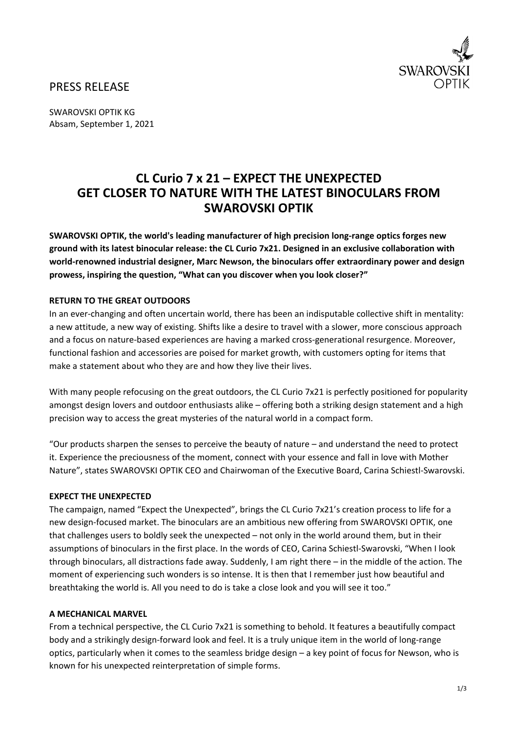PRESS RELEASE

SWAROVSKI OPTIK KG
Absam, September 1, 2021

# CL Curio 7 x 21 – EXPECT THE UNEXPECTED GET CLOSER TO NATURE WITH THE LATEST BINOCULARS FROM SWAROVSKI OPTIK

**SWAROVSKI OPTIK, the world's leading manufacturer of high precision long-range optics forges new ground with its latest binocular release: the CL Curio 7x21. Designed in an exclusive collaboration with world-renowned industrial designer, Marc Newson, the binoculars offer extraordinary power and design prowess, inspiring the question, "What can you discover when you look closer?"**

## RETURN TO THE GREAT OUTDOORS

In an ever-changing and often uncertain world, there has been an indisputable collective shift in mentality: a new attitude, a new way of existing. Shifts like a desire to travel with a slower, more conscious approach and a focus on nature-based experiences are having a marked cross-generational resurgence. Moreover, functional fashion and accessories are poised for market growth, with customers opting for items that make a statement about who they are and how they live their lives.

With many people refocusing on the great outdoors, the CL Curio 7x21 is perfectly positioned for popularity amongst design lovers and outdoor enthusiasts alike – offering both a striking design statement and a high precision way to access the great mysteries of the natural world in a compact form.

"Our products sharpen the senses to perceive the beauty of nature – and understand the need to protect it. Experience the preciousness of the moment, connect with your essence and fall in love with Mother Nature", states SWAROVSKI OPTIK CEO and Chairwoman of the Executive Board, Carina Schiestl-Swarovski.

## EXPECT THE UNEXPECTED

The campaign, named "Expect the Unexpected", brings the CL Curio 7x21's creation process to life for a new design-focused market. The binoculars are an ambitious new offering from SWAROVSKI OPTIK, one that challenges users to boldly seek the unexpected – not only in the world around them, but in their assumptions of binoculars in the first place. In the words of CEO, Carina Schiestl-Swarovski, "When I look through binoculars, all distractions fade away. Suddenly, I am right there – in the middle of the action. The moment of experiencing such wonders is so intense. It is then that I remember just how beautiful and breathtaking the world is. All you need to do is take a close look and you will see it too."

## A MECHANICAL MARVEL

From a technical perspective, the CL Curio 7x21 is something to behold. It features a beautifully compact body and a strikingly design-forward look and feel. It is a truly unique item in the world of long-range optics, particularly when it comes to the seamless bridge design – a key point of focus for Newson, who is known for his unexpected reinterpretation of simple forms.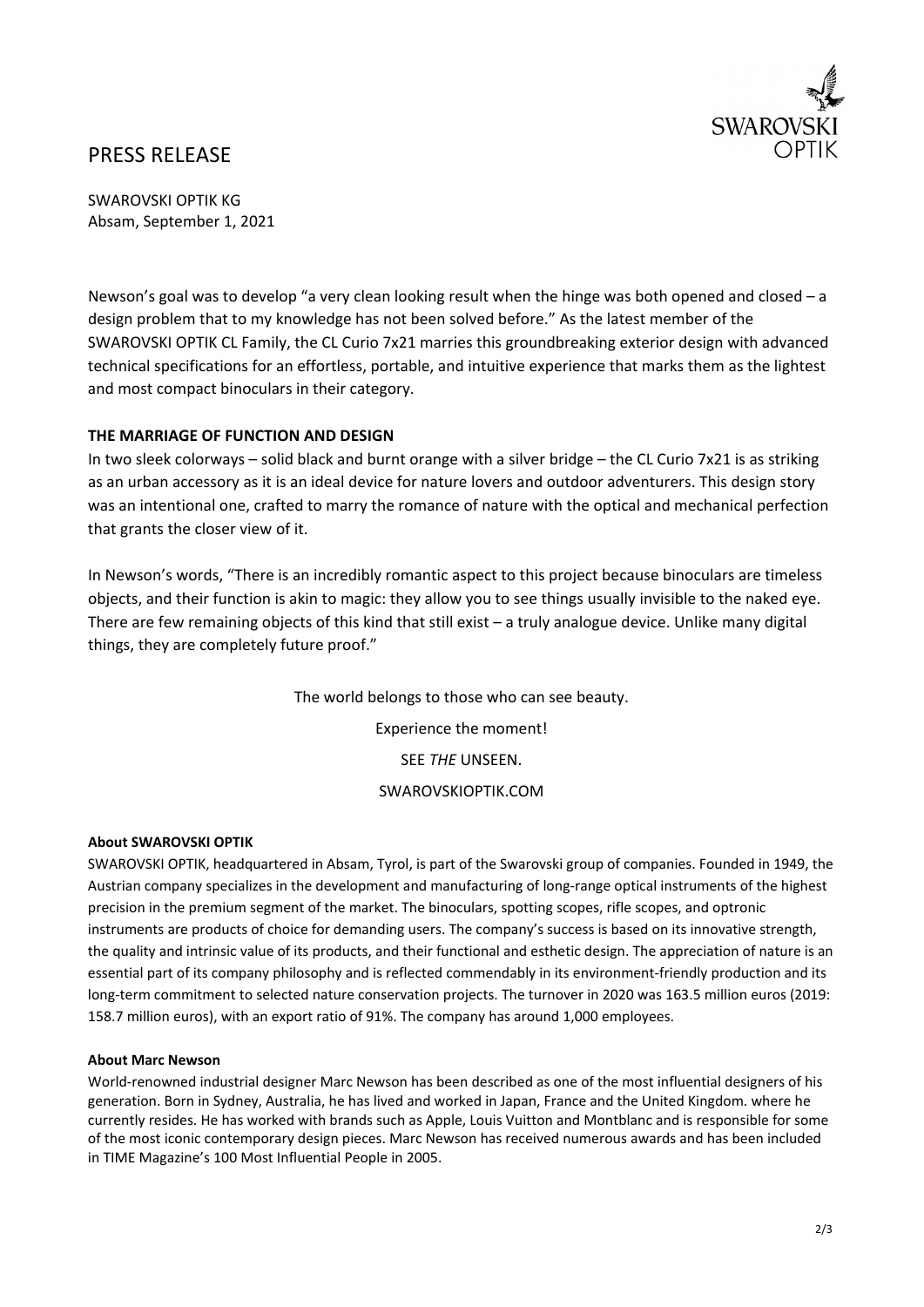# PRESS RELEASE

SWAROVSKI OPTIK KG
Absam, September 1, 2021

Newson's goal was to develop "a very clean looking result when the hinge was both opened and closed – a design problem that to my knowledge has not been solved before." As the latest member of the SWAROVSKI OPTIK CL Family, the CL Curio 7x21 marries this groundbreaking exterior design with advanced technical specifications for an effortless, portable, and intuitive experience that marks them as the lightest and most compact binoculars in their category.

**THE MARRIAGE OF FUNCTION AND DESIGN**

In two sleek colorways – solid black and burnt orange with a silver bridge – the CL Curio 7x21 is as striking as an urban accessory as it is an ideal device for nature lovers and outdoor adventurers. This design story was an intentional one, crafted to marry the romance of nature with the optical and mechanical perfection that grants the closer view of it.

In Newson's words, "There is an incredibly romantic aspect to this project because binoculars are timeless objects, and their function is akin to magic: they allow you to see things usually invisible to the naked eye. There are few remaining objects of this kind that still exist – a truly analogue device. Unlike many digital things, they are completely future proof."

The world belongs to those who can see beauty.

Experience the moment!

SEE *THE* UNSEEN.

SWAROVSKIOPTIK.COM

**About SWAROVSKI OPTIK**

SWAROVSKI OPTIK, headquartered in Absam, Tyrol, is part of the Swarovski group of companies. Founded in 1949, the Austrian company specializes in the development and manufacturing of long-range optical instruments of the highest precision in the premium segment of the market. The binoculars, spotting scopes, rifle scopes, and optronic instruments are products of choice for demanding users. The company's success is based on its innovative strength, the quality and intrinsic value of its products, and their functional and esthetic design. The appreciation of nature is an essential part of its company philosophy and is reflected commendably in its environment-friendly production and its long-term commitment to selected nature conservation projects. The turnover in 2020 was 163.5 million euros (2019: 158.7 million euros), with an export ratio of 91%. The company has around 1,000 employees.

**About Marc Newson**

World-renowned industrial designer Marc Newson has been described as one of the most influential designers of his generation. Born in Sydney, Australia, he has lived and worked in Japan, France and the United Kingdom. where he currently resides. He has worked with brands such as Apple, Louis Vuitton and Montblanc and is responsible for some of the most iconic contemporary design pieces. Marc Newson has received numerous awards and has been included in TIME Magazine's 100 Most Influential People in 2005.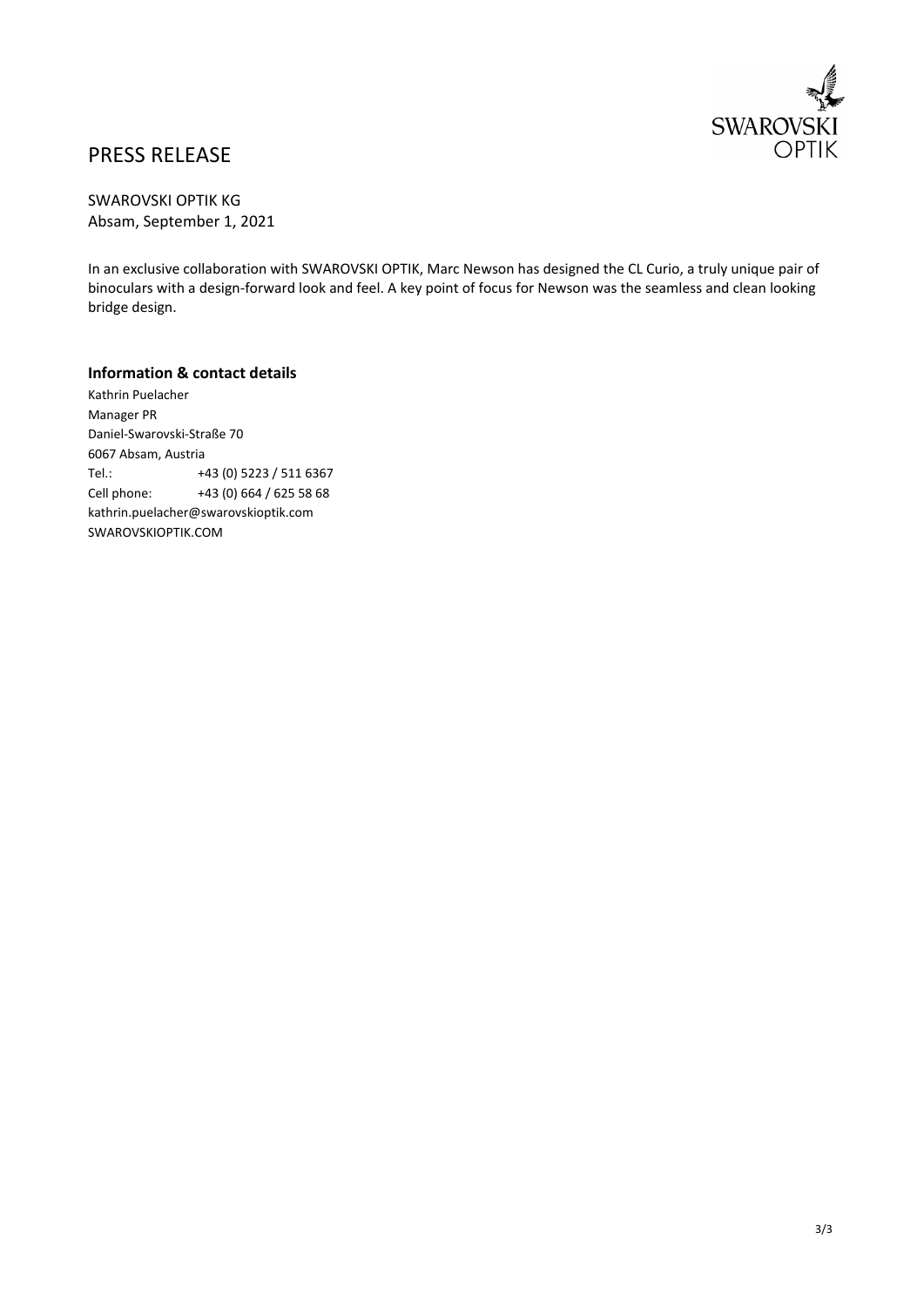# PRESS RELEASE

SWAROVSKI OPTIK KG
Absam, September 1, 2021

In an exclusive collaboration with SWAROVSKI OPTIK, Marc Newson has designed the CL Curio, a truly unique pair of binoculars with a design-forward look and feel. A key point of focus for Newson was the seamless and clean looking bridge design.

**Information & contact details**

Kathrin Puelacher
Manager PR
Daniel-Swarovski-Straße 70
6067 Absam, Austria
Tel.: +43 (0) 5223 / 511 6367
Cell phone: +43 (0) 664 / 625 58 68
kathrin.puelacher@swarovskioptik.com
SWAROVSKIOPTIK.COM